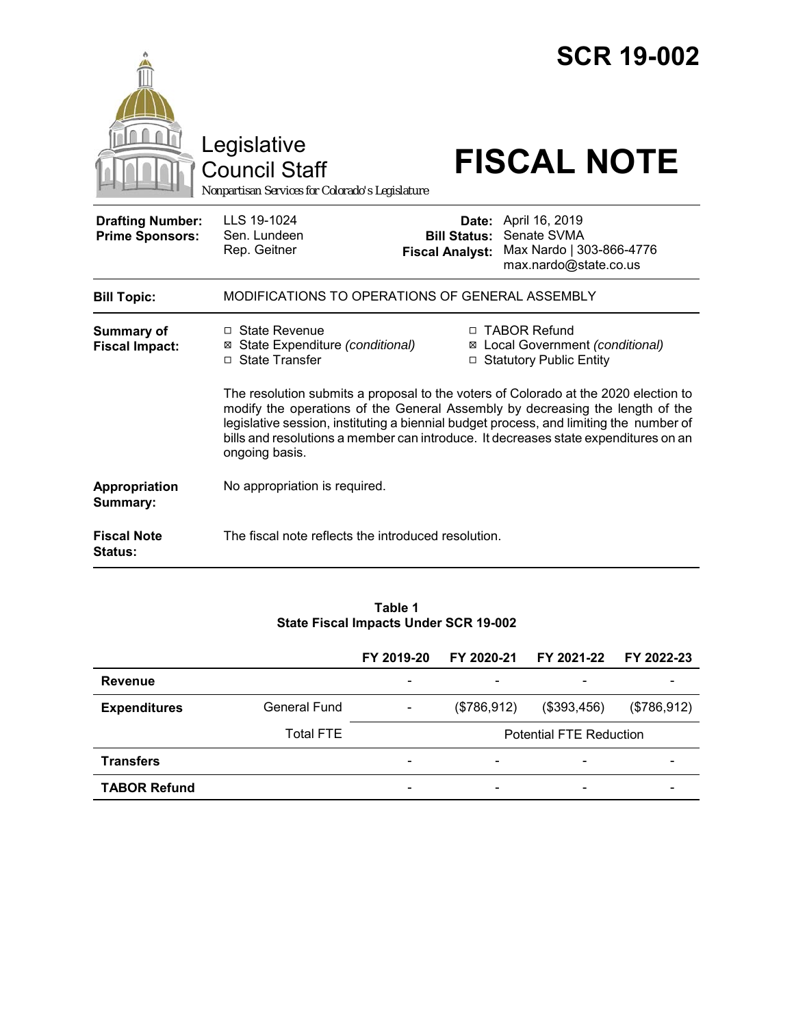# SCR 19-002

Legislative Council Staff

*Nonpartisan Services for Colorado's Legislature*

# FISCAL NOTE

| | | | |
|---|---|---|---|
| **Drafting Number:** | LLS 19-1024 | **Date:** | April 16, 2019 |
| **Prime Sponsors:** | Sen. Lundeen<br>Rep. Geitner | **Bill Status:** | Senate SVMA |
| | | **Fiscal Analyst:** | Max Nardo \| 303-866-4776<br>max.nardo@state.co.us |

| | |
|---|---|
| **Bill Topic:** | MODIFICATIONS TO OPERATIONS OF GENERAL ASSEMBLY |
| **Summary of Fiscal Impact:** | ☐ State Revenue<br>☒ State Expenditure *(conditional)*<br>☐ State Transfer<br>☐ TABOR Refund<br>☒ Local Government *(conditional)*<br>☐ Statutory Public Entity |
| | The resolution submits a proposal to the voters of Colorado at the 2020 election to modify the operations of the General Assembly by decreasing the length of the legislative session, instituting a biennial budget process, and limiting the number of bills and resolutions a member can introduce. It decreases state expenditures on an ongoing basis. |
| **Appropriation Summary:** | No appropriation is required. |
| **Fiscal Note Status:** | The fiscal note reflects the introduced resolution. |

**Table 1**
**State Fiscal Impacts Under SCR 19-002**

| | | FY 2019-20 | FY 2020-21 | FY 2021-22 | FY 2022-23 |
|---|---|---|---|---|---|
| **Revenue** | | - | - | - | - |
| **Expenditures** | General Fund | - | ($786,912) | ($393,456) | ($786,912) |
| | Total FTE | Potential FTE Reduction | | | |
| **Transfers** | | - | - | - | - |
| **TABOR Refund** | | - | - | - | - |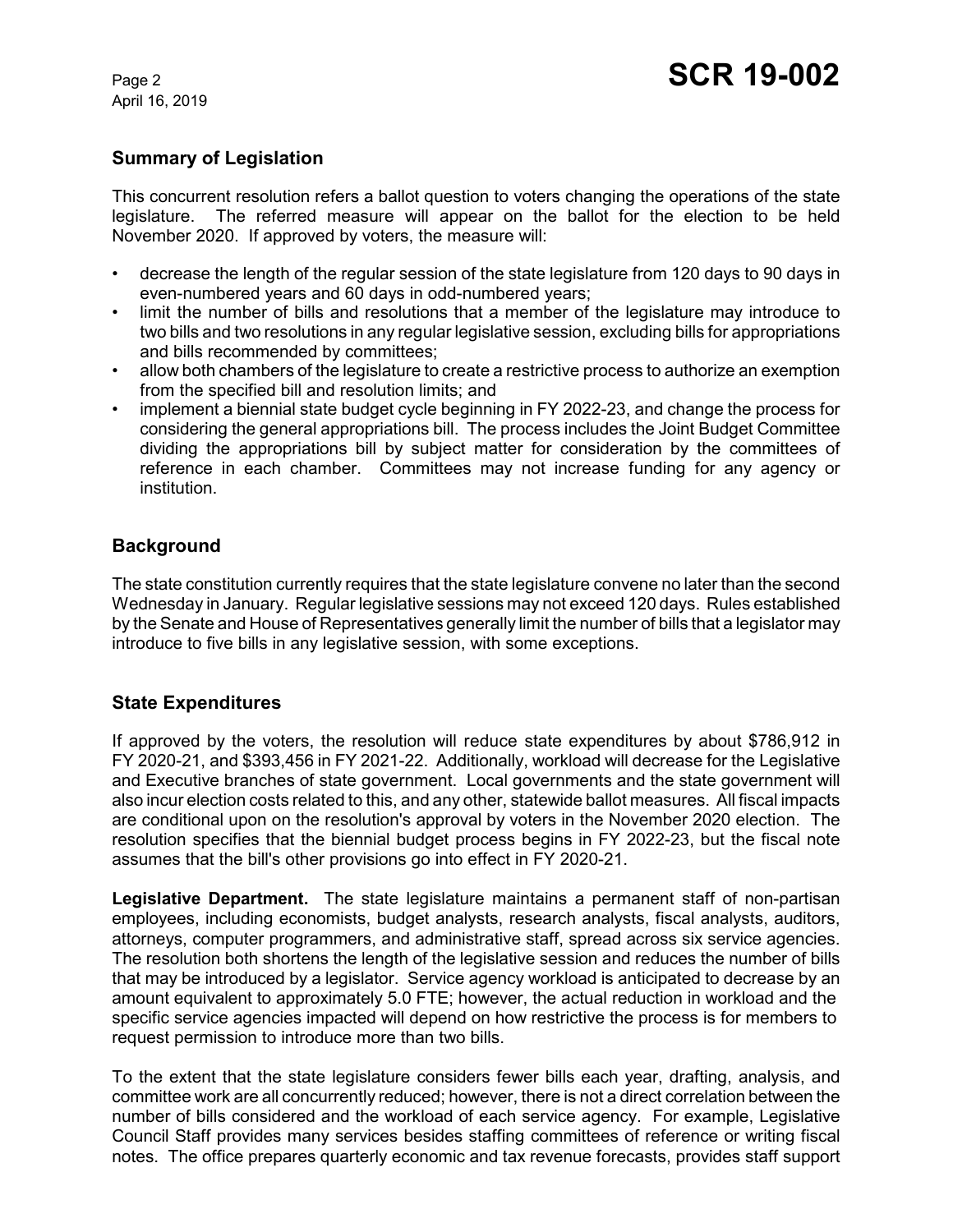## Summary of Legislation

This concurrent resolution refers a ballot question to voters changing the operations of the state legislature. The referred measure will appear on the ballot for the election to be held November 2020. If approved by voters, the measure will:

- decrease the length of the regular session of the state legislature from 120 days to 90 days in even-numbered years and 60 days in odd-numbered years;
- limit the number of bills and resolutions that a member of the legislature may introduce to two bills and two resolutions in any regular legislative session, excluding bills for appropriations and bills recommended by committees;
- allow both chambers of the legislature to create a restrictive process to authorize an exemption from the specified bill and resolution limits; and
- implement a biennial state budget cycle beginning in FY 2022-23, and change the process for considering the general appropriations bill. The process includes the Joint Budget Committee dividing the appropriations bill by subject matter for consideration by the committees of reference in each chamber. Committees may not increase funding for any agency or institution.

## Background

The state constitution currently requires that the state legislature convene no later than the second Wednesday in January. Regular legislative sessions may not exceed 120 days. Rules established by the Senate and House of Representatives generally limit the number of bills that a legislator may introduce to five bills in any legislative session, with some exceptions.

## State Expenditures

If approved by the voters, the resolution will reduce state expenditures by about $786,912 in FY 2020-21, and $393,456 in FY 2021-22. Additionally, workload will decrease for the Legislative and Executive branches of state government. Local governments and the state government will also incur election costs related to this, and any other, statewide ballot measures. All fiscal impacts are conditional upon on the resolution's approval by voters in the November 2020 election. The resolution specifies that the biennial budget process begins in FY 2022-23, but the fiscal note assumes that the bill's other provisions go into effect in FY 2020-21.

**Legislative Department.** The state legislature maintains a permanent staff of non-partisan employees, including economists, budget analysts, research analysts, fiscal analysts, auditors, attorneys, computer programmers, and administrative staff, spread across six service agencies. The resolution both shortens the length of the legislative session and reduces the number of bills that may be introduced by a legislator. Service agency workload is anticipated to decrease by an amount equivalent to approximately 5.0 FTE; however, the actual reduction in workload and the specific service agencies impacted will depend on how restrictive the process is for members to request permission to introduce more than two bills.

To the extent that the state legislature considers fewer bills each year, drafting, analysis, and committee work are all concurrently reduced; however, there is not a direct correlation between the number of bills considered and the workload of each service agency. For example, Legislative Council Staff provides many services besides staffing committees of reference or writing fiscal notes. The office prepares quarterly economic and tax revenue forecasts, provides staff support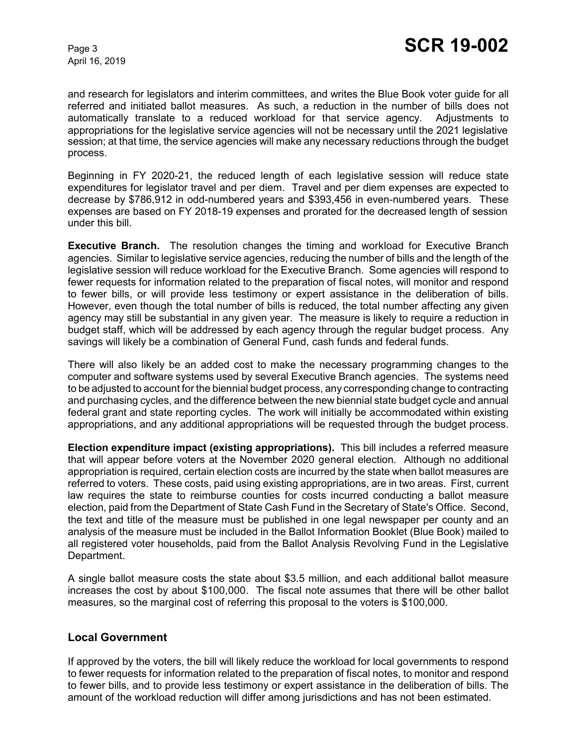and research for legislators and interim committees, and writes the Blue Book voter guide for all referred and initiated ballot measures. As such, a reduction in the number of bills does not automatically translate to a reduced workload for that service agency. Adjustments to appropriations for the legislative service agencies will not be necessary until the 2021 legislative session; at that time, the service agencies will make any necessary reductions through the budget process.

Beginning in FY 2020-21, the reduced length of each legislative session will reduce state expenditures for legislator travel and per diem. Travel and per diem expenses are expected to decrease by $786,912 in odd-numbered years and $393,456 in even-numbered years. These expenses are based on FY 2018-19 expenses and prorated for the decreased length of session under this bill.

**Executive Branch.** The resolution changes the timing and workload for Executive Branch agencies. Similar to legislative service agencies, reducing the number of bills and the length of the legislative session will reduce workload for the Executive Branch. Some agencies will respond to fewer requests for information related to the preparation of fiscal notes, will monitor and respond to fewer bills, or will provide less testimony or expert assistance in the deliberation of bills. However, even though the total number of bills is reduced, the total number affecting any given agency may still be substantial in any given year. The measure is likely to require a reduction in budget staff, which will be addressed by each agency through the regular budget process. Any savings will likely be a combination of General Fund, cash funds and federal funds.

There will also likely be an added cost to make the necessary programming changes to the computer and software systems used by several Executive Branch agencies. The systems need to be adjusted to account for the biennial budget process, any corresponding change to contracting and purchasing cycles, and the difference between the new biennial state budget cycle and annual federal grant and state reporting cycles. The work will initially be accommodated within existing appropriations, and any additional appropriations will be requested through the budget process.

**Election expenditure impact (existing appropriations).** This bill includes a referred measure that will appear before voters at the November 2020 general election. Although no additional appropriation is required, certain election costs are incurred by the state when ballot measures are referred to voters. These costs, paid using existing appropriations, are in two areas. First, current law requires the state to reimburse counties for costs incurred conducting a ballot measure election, paid from the Department of State Cash Fund in the Secretary of State's Office. Second, the text and title of the measure must be published in one legal newspaper per county and an analysis of the measure must be included in the Ballot Information Booklet (Blue Book) mailed to all registered voter households, paid from the Ballot Analysis Revolving Fund in the Legislative Department.

A single ballot measure costs the state about $3.5 million, and each additional ballot measure increases the cost by about $100,000. The fiscal note assumes that there will be other ballot measures, so the marginal cost of referring this proposal to the voters is $100,000.

## Local Government

If approved by the voters, the bill will likely reduce the workload for local governments to respond to fewer requests for information related to the preparation of fiscal notes, to monitor and respond to fewer bills, and to provide less testimony or expert assistance in the deliberation of bills. The amount of the workload reduction will differ among jurisdictions and has not been estimated.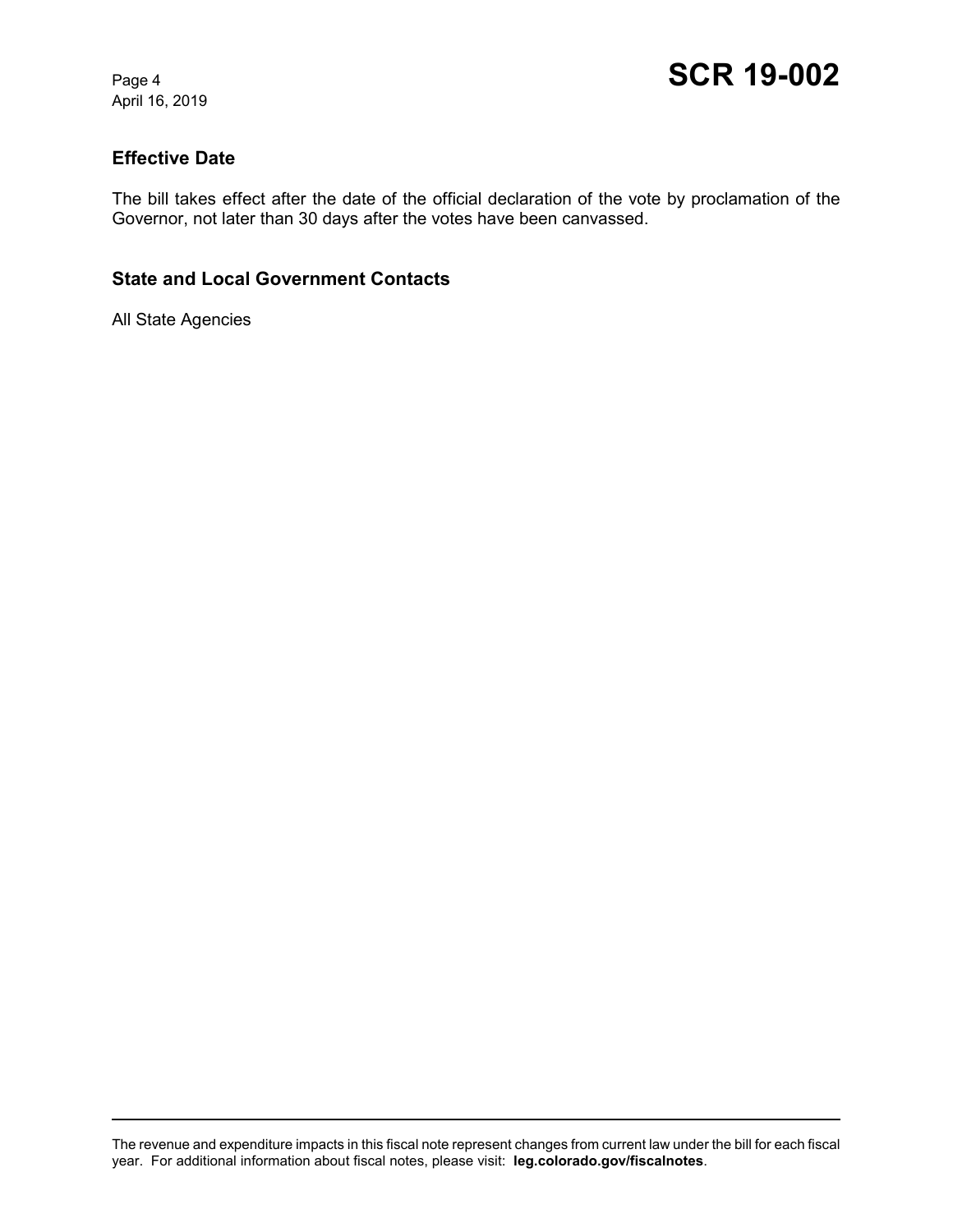## Effective Date

The bill takes effect after the date of the official declaration of the vote by proclamation of the Governor, not later than 30 days after the votes have been canvassed.

## State and Local Government Contacts

All State Agencies

The revenue and expenditure impacts in this fiscal note represent changes from current law under the bill for each fiscal year. For additional information about fiscal notes, please visit: **leg.colorado.gov/fiscalnotes**.